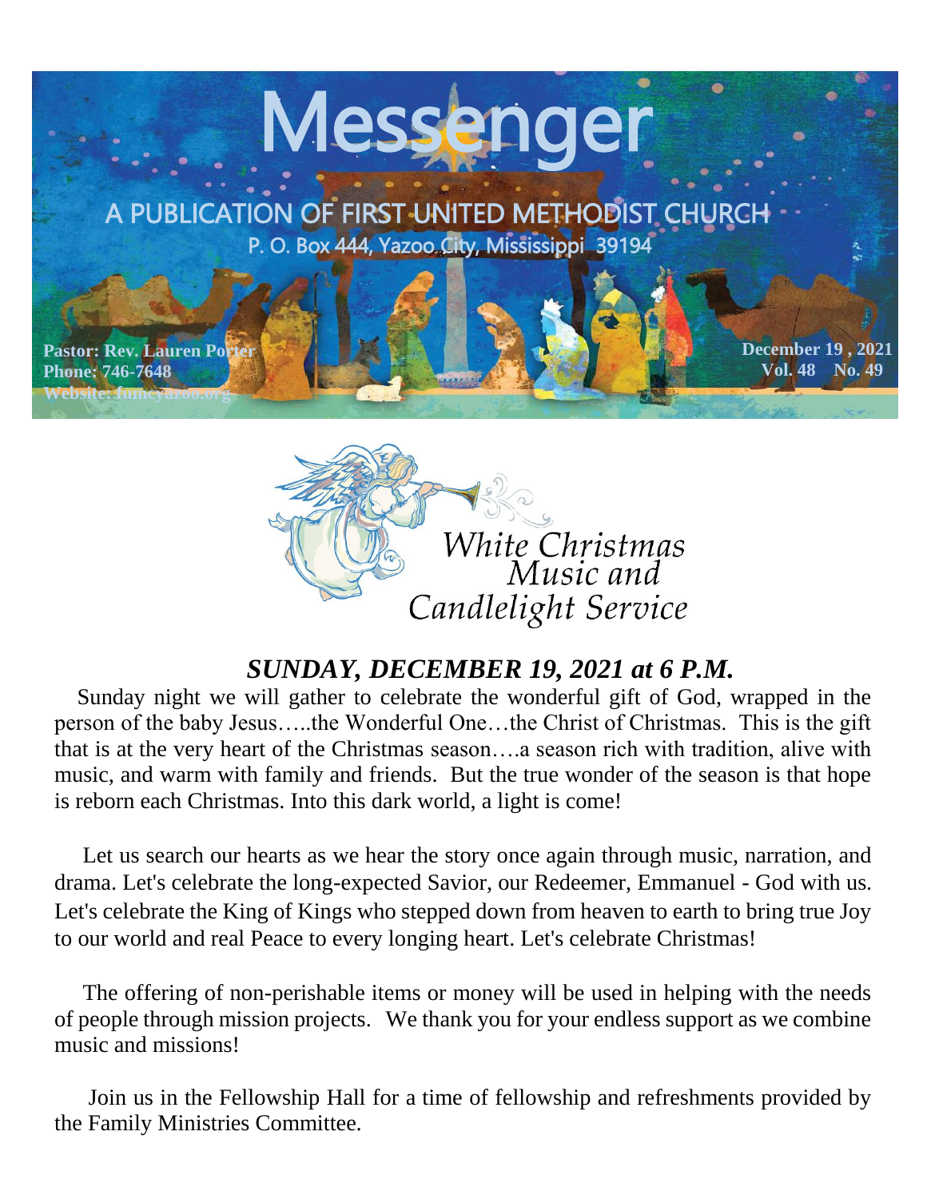# Messenger

A PUBLICATION OF FIRST UNITED METHODIST CHURCH

P. O. Box 444, Yazoo City, Mississippi 39194

**Pastor: Rev. Lauren Porter**
**Phone: 746-7648**
**Website: fumcyazoo.org**

**December 19 , 2021**
**Vol. 48 No. 49**

## White Christmas Music and Candlelight Service

## *SUNDAY, DECEMBER 19, 2021 at 6 P.M.*

Sunday night we will gather to celebrate the wonderful gift of God, wrapped in the person of the baby Jesus…..the Wonderful One…the Christ of Christmas. This is the gift that is at the very heart of the Christmas season….a season rich with tradition, alive with music, and warm with family and friends. But the true wonder of the season is that hope is reborn each Christmas. Into this dark world, a light is come!

Let us search our hearts as we hear the story once again through music, narration, and drama. Let's celebrate the long-expected Savior, our Redeemer, Emmanuel - God with us. Let's celebrate the King of Kings who stepped down from heaven to earth to bring true Joy to our world and real Peace to every longing heart. Let's celebrate Christmas!

The offering of non-perishable items or money will be used in helping with the needs of people through mission projects. We thank you for your endless support as we combine music and missions!

Join us in the Fellowship Hall for a time of fellowship and refreshments provided by the Family Ministries Committee.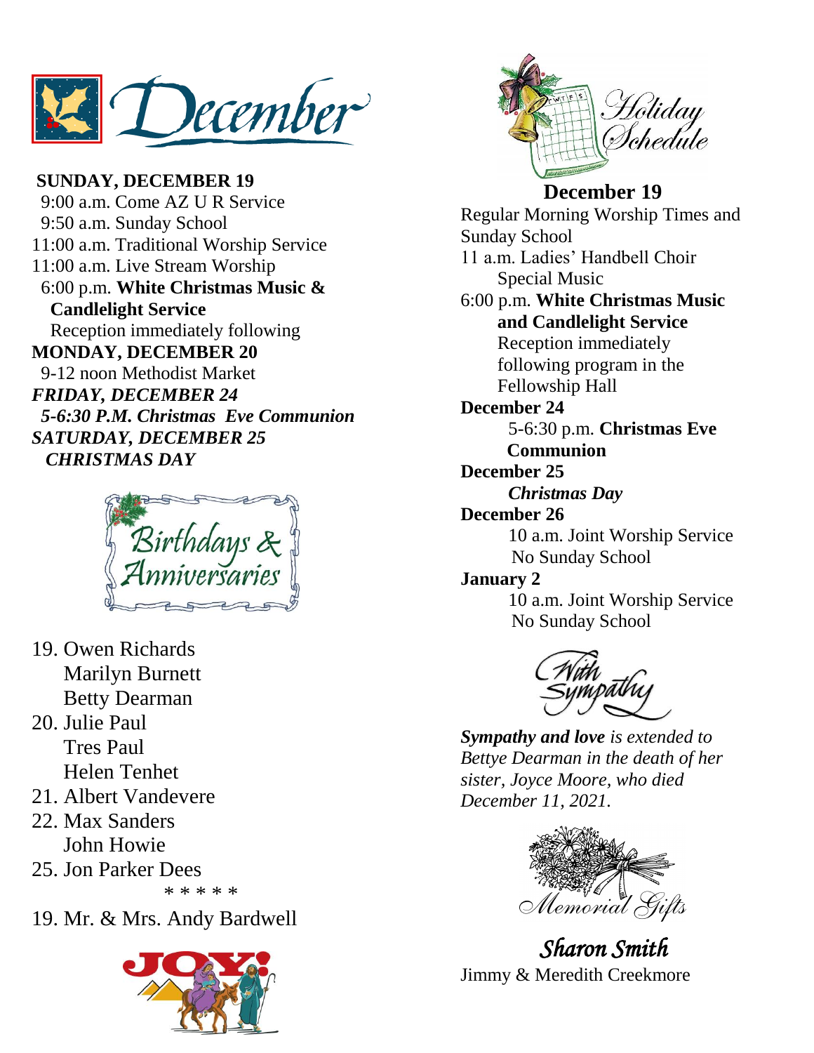# December

**SUNDAY, DECEMBER 19**

9:00 a.m. Come AZ U R Service
9:50 a.m. Sunday School
11:00 a.m. Traditional Worship Service
11:00 a.m. Live Stream Worship
6:00 p.m. **White Christmas Music & Candlelight Service**
Reception immediately following

**MONDAY, DECEMBER 20**

9-12 noon Methodist Market

***FRIDAY, DECEMBER 24***

***5-6:30 P.M. Christmas Eve Communion***

***SATURDAY, DECEMBER 25***

***CHRISTMAS DAY***

## Birthdays & Anniversaries

19. Owen Richards
    Marilyn Burnett
    Betty Dearman
20. Julie Paul
    Tres Paul
    Helen Tenhet
21. Albert Vandevere
22. Max Sanders
    John Howie
25. Jon Parker Dees

\* \* \* \* \*

19. Mr. & Mrs. Andy Bardwell

JOY!

## Holiday Schedule

**December 19**

Regular Morning Worship Times and Sunday School
11 a.m. Ladies' Handbell Choir Special Music
6:00 p.m. **White Christmas Music and Candlelight Service**
Reception immediately following program in the Fellowship Hall

**December 24**

5-6:30 p.m. **Christmas Eve Communion**

**December 25**

***Christmas Day***

**December 26**

10 a.m. Joint Worship Service
No Sunday School

**January 2**

10 a.m. Joint Worship Service
No Sunday School

## With Sympathy

***Sympathy and love*** *is extended to Bettye Dearman in the death of her sister, Joyce Moore, who died December 11, 2021.*

## Memorial Gifts

***Sharon Smith***

Jimmy & Meredith Creekmore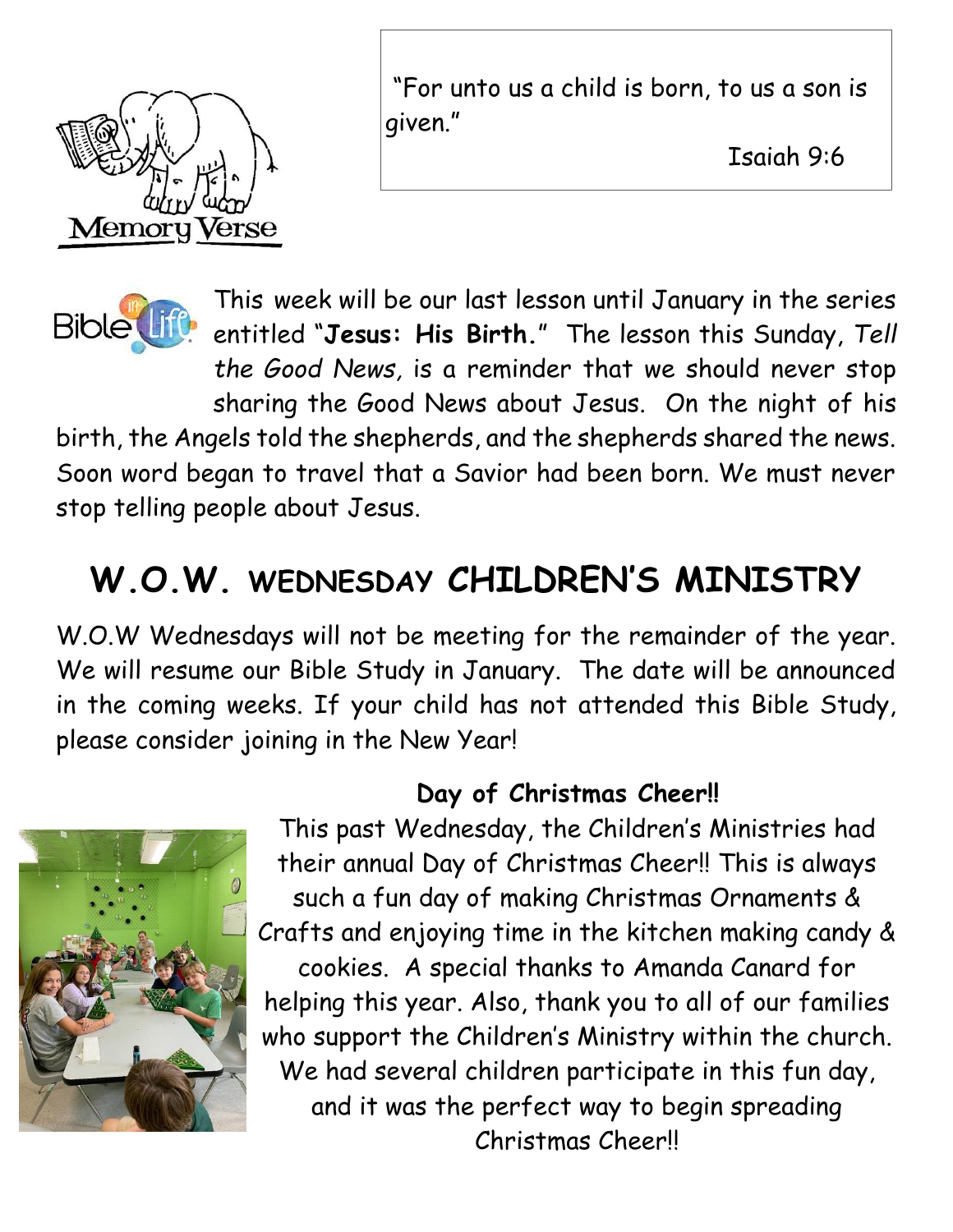Memory Verse

"For unto us a child is born, to us a son is given."

Isaiah 9:6

This week will be our last lesson until January in the series entitled "**Jesus: His Birth.**" The lesson this Sunday, *Tell the Good News*, is a reminder that we should never stop sharing the Good News about Jesus. On the night of his birth, the Angels told the shepherds, and the shepherds shared the news. Soon word began to travel that a Savior had been born. We must never stop telling people about Jesus.

# W.O.W. WEDNESDAY CHILDREN'S MINISTRY

W.O.W Wednesdays will not be meeting for the remainder of the year. We will resume our Bible Study in January. The date will be announced in the coming weeks. If your child has not attended this Bible Study, please consider joining in the New Year!

**Day of Christmas Cheer!!**

This past Wednesday, the Children's Ministries had their annual Day of Christmas Cheer!! This is always such a fun day of making Christmas Ornaments & Crafts and enjoying time in the kitchen making candy & cookies. A special thanks to Amanda Canard for helping this year. Also, thank you to all of our families who support the Children's Ministry within the church. We had several children participate in this fun day, and it was the perfect way to begin spreading Christmas Cheer!!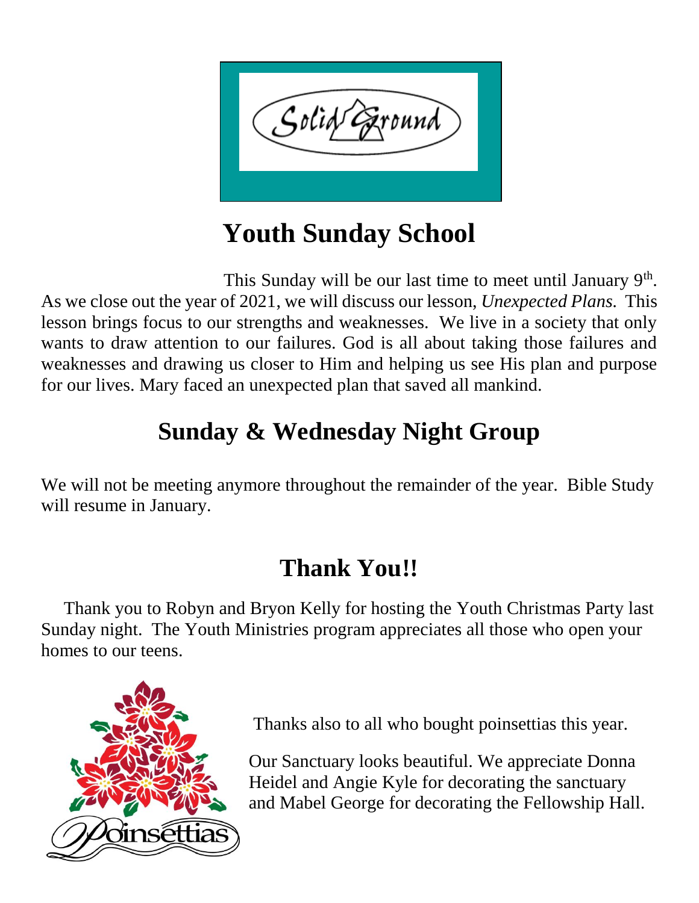Solid Ground

# Youth Sunday School

This Sunday will be our last time to meet until January 9th. As we close out the year of 2021, we will discuss our lesson, *Unexpected Plans*. This lesson brings focus to our strengths and weaknesses. We live in a society that only wants to draw attention to our failures. God is all about taking those failures and weaknesses and drawing us closer to Him and helping us see His plan and purpose for our lives. Mary faced an unexpected plan that saved all mankind.

# Sunday & Wednesday Night Group

We will not be meeting anymore throughout the remainder of the year. Bible Study will resume in January.

# Thank You!!

Thank you to Robyn and Bryon Kelly for hosting the Youth Christmas Party last Sunday night. The Youth Ministries program appreciates all those who open your homes to our teens.

Poinsettias

Thanks also to all who bought poinsettias this year.

Our Sanctuary looks beautiful. We appreciate Donna Heidel and Angie Kyle for decorating the sanctuary and Mabel George for decorating the Fellowship Hall.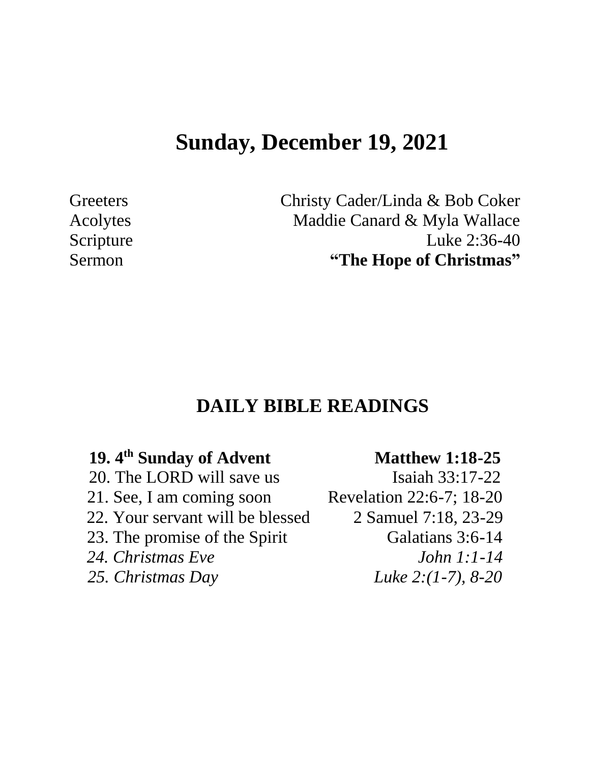# Sunday, December 19, 2021

| | |
|---|---|
| Greeters | Christy Cader/Linda & Bob Coker |
| Acolytes | Maddie Canard & Myla Wallace |
| Scripture | Luke 2:36-40 |
| Sermon | **“The Hope of Christmas”** |

## DAILY BIBLE READINGS

| | |
|---|---|
| **19. 4th Sunday of Advent** | **Matthew 1:18-25** |
| 20. The LORD will save us | Isaiah 33:17-22 |
| 21. See, I am coming soon | Revelation 22:6-7; 18-20 |
| 22. Your servant will be blessed | 2 Samuel 7:18, 23-29 |
| 23. The promise of the Spirit | Galatians 3:6-14 |
| *24. Christmas Eve* | *John 1:1-14* |
| *25. Christmas Day* | *Luke 2:(1-7), 8-20* |